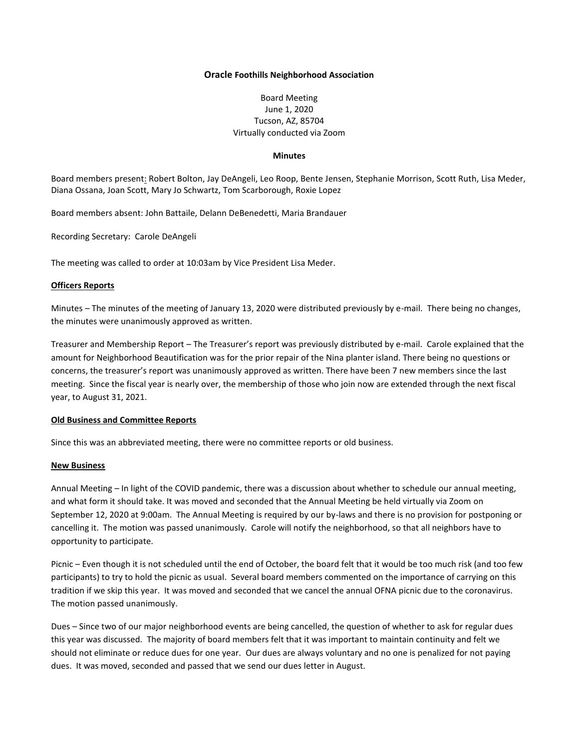**Oracle Foothills Neighborhood Association**

Board Meeting
June 1, 2020
Tucson, AZ, 85704
Virtually conducted via Zoom

**Minutes**

Board members present: Robert Bolton, Jay DeAngeli, Leo Roop, Bente Jensen, Stephanie Morrison, Scott Ruth, Lisa Meder, Diana Ossana, Joan Scott, Mary Jo Schwartz, Tom Scarborough, Roxie Lopez

Board members absent: John Battaile, Delann DeBenedetti, Maria Brandauer

Recording Secretary: Carole DeAngeli

The meeting was called to order at 10:03am by Vice President Lisa Meder.

**Officers Reports**

Minutes – The minutes of the meeting of January 13, 2020 were distributed previously by e-mail. There being no changes, the minutes were unanimously approved as written.

Treasurer and Membership Report – The Treasurer's report was previously distributed by e-mail. Carole explained that the amount for Neighborhood Beautification was for the prior repair of the Nina planter island. There being no questions or concerns, the treasurer's report was unanimously approved as written. There have been 7 new members since the last meeting. Since the fiscal year is nearly over, the membership of those who join now are extended through the next fiscal year, to August 31, 2021.

**Old Business and Committee Reports**

Since this was an abbreviated meeting, there were no committee reports or old business.

**New Business**

Annual Meeting – In light of the COVID pandemic, there was a discussion about whether to schedule our annual meeting, and what form it should take. It was moved and seconded that the Annual Meeting be held virtually via Zoom on September 12, 2020 at 9:00am. The Annual Meeting is required by our by-laws and there is no provision for postponing or cancelling it. The motion was passed unanimously. Carole will notify the neighborhood, so that all neighbors have to opportunity to participate.

Picnic – Even though it is not scheduled until the end of October, the board felt that it would be too much risk (and too few participants) to try to hold the picnic as usual. Several board members commented on the importance of carrying on this tradition if we skip this year. It was moved and seconded that we cancel the annual OFNA picnic due to the coronavirus. The motion passed unanimously.

Dues – Since two of our major neighborhood events are being cancelled, the question of whether to ask for regular dues this year was discussed. The majority of board members felt that it was important to maintain continuity and felt we should not eliminate or reduce dues for one year. Our dues are always voluntary and no one is penalized for not paying dues. It was moved, seconded and passed that we send our dues letter in August.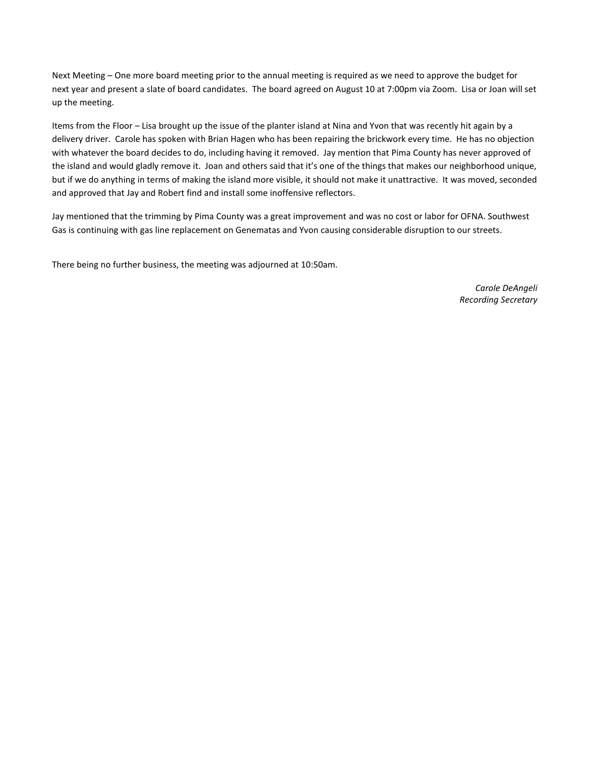Next Meeting – One more board meeting prior to the annual meeting is required as we need to approve the budget for next year and present a slate of board candidates. The board agreed on August 10 at 7:00pm via Zoom. Lisa or Joan will set up the meeting.

Items from the Floor – Lisa brought up the issue of the planter island at Nina and Yvon that was recently hit again by a delivery driver. Carole has spoken with Brian Hagen who has been repairing the brickwork every time. He has no objection with whatever the board decides to do, including having it removed. Jay mention that Pima County has never approved of the island and would gladly remove it. Joan and others said that it's one of the things that makes our neighborhood unique, but if we do anything in terms of making the island more visible, it should not make it unattractive. It was moved, seconded and approved that Jay and Robert find and install some inoffensive reflectors.

Jay mentioned that the trimming by Pima County was a great improvement and was no cost or labor for OFNA. Southwest Gas is continuing with gas line replacement on Genematas and Yvon causing considerable disruption to our streets.

There being no further business, the meeting was adjourned at 10:50am.

*Carole DeAngeli*
*Recording Secretary*